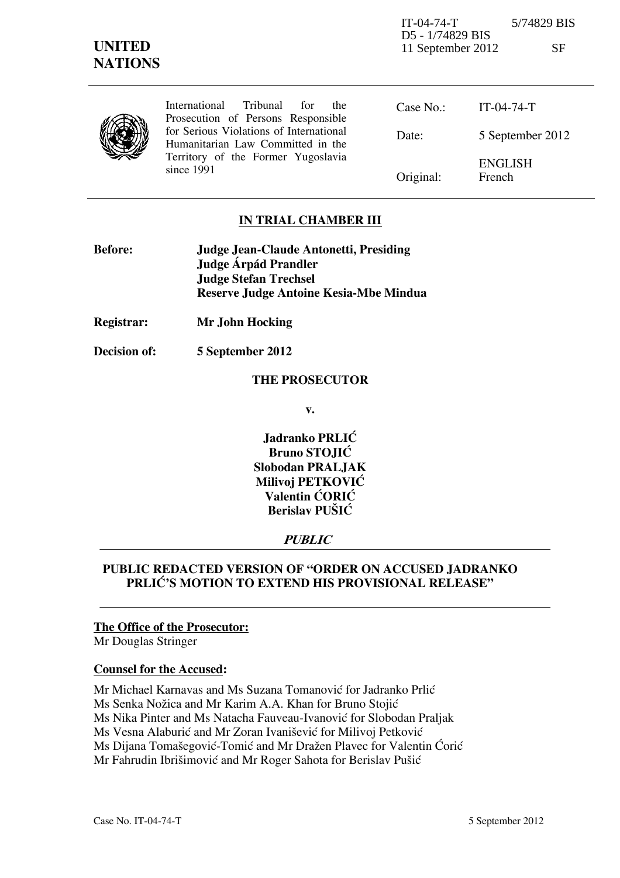IT-04-74-T 5/74829 BIS
D5 - 1/74829 BIS
11 September 2012 SF

**UNITED NATIONS**

International Tribunal for the Prosecution of Persons Responsible for Serious Violations of International Humanitarian Law Committed in the Territory of the Former Yugoslavia since 1991

| | |
|---|---|
| Case No.: | IT-04-74-T |
| Date: | 5 September 2012 |
| Original: | ENGLISH French |

## IN TRIAL CHAMBER III

**Before:** **Judge Jean-Claude Antonetti, Presiding**
**Judge Árpád Prandler**
**Judge Stefan Trechsel**
**Reserve Judge Antoine Kesia-Mbe Mindua**

**Registrar:** **Mr John Hocking**

**Decision of:** **5 September 2012**

**THE PROSECUTOR**

**v.**

**Jadranko PRLIĆ**
**Bruno STOJIĆ**
**Slobodan PRALJAK**
**Milivoj PETKOVIĆ**
**Valentin ĆORIĆ**
**Berislav PUŠIĆ**

***PUBLIC***

**PUBLIC REDACTED VERSION OF "ORDER ON ACCUSED JADRANKO PRLIĆ'S MOTION TO EXTEND HIS PROVISIONAL RELEASE"**

**The Office of the Prosecutor:**
Mr Douglas Stringer

**Counsel for the Accused:**

Mr Michael Karnavas and Ms Suzana Tomanović for Jadranko Prlić
Ms Senka Nožica and Mr Karim A.A. Khan for Bruno Stojić
Ms Nika Pinter and Ms Natacha Fauveau-Ivanović for Slobodan Praljak
Ms Vesna Alaburić and Mr Zoran Ivanišević for Milivoj Petković
Ms Dijana Tomašegović-Tomić and Mr Dražen Plavec for Valentin Ćorić
Mr Fahrudin Ibrišimović and Mr Roger Sahota for Berislav Pušić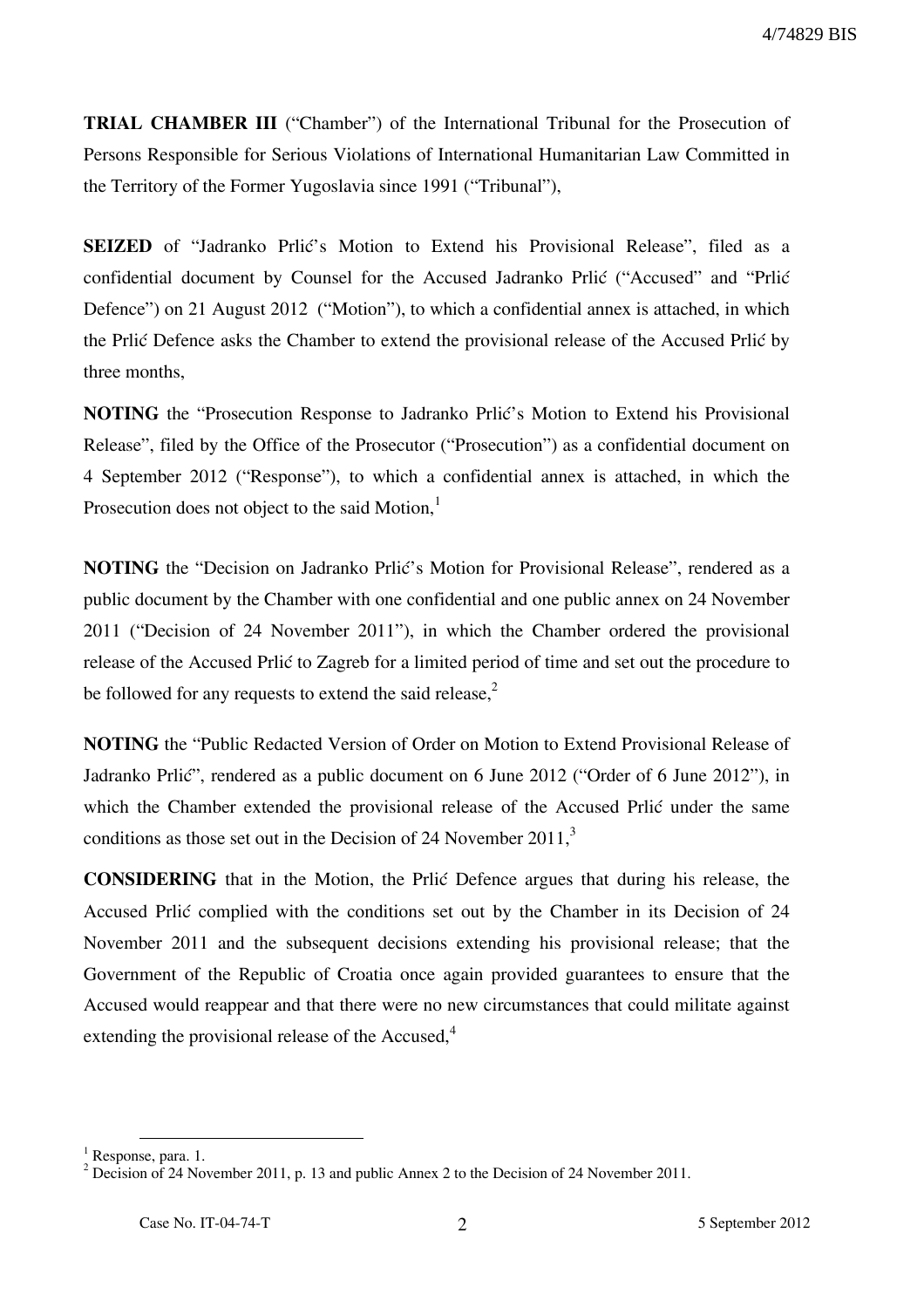**TRIAL CHAMBER III** ("Chamber") of the International Tribunal for the Prosecution of Persons Responsible for Serious Violations of International Humanitarian Law Committed in the Territory of the Former Yugoslavia since 1991 ("Tribunal"),

**SEIZED** of "Jadranko Prlić's Motion to Extend his Provisional Release", filed as a confidential document by Counsel for the Accused Jadranko Prlić ("Accused" and "Prlić Defence") on 21 August 2012 ("Motion"), to which a confidential annex is attached, in which the Prlić Defence asks the Chamber to extend the provisional release of the Accused Prlić by three months,

**NOTING** the "Prosecution Response to Jadranko Prlić's Motion to Extend his Provisional Release", filed by the Office of the Prosecutor ("Prosecution") as a confidential document on 4 September 2012 ("Response"), to which a confidential annex is attached, in which the Prosecution does not object to the said Motion,[1]

**NOTING** the "Decision on Jadranko Prlić's Motion for Provisional Release", rendered as a public document by the Chamber with one confidential and one public annex on 24 November 2011 ("Decision of 24 November 2011"), in which the Chamber ordered the provisional release of the Accused Prlić to Zagreb for a limited period of time and set out the procedure to be followed for any requests to extend the said release,[2]

**NOTING** the "Public Redacted Version of Order on Motion to Extend Provisional Release of Jadranko Prlić", rendered as a public document on 6 June 2012 ("Order of 6 June 2012"), in which the Chamber extended the provisional release of the Accused Prlić under the same conditions as those set out in the Decision of 24 November 2011,[3]

**CONSIDERING** that in the Motion, the Prlić Defence argues that during his release, the Accused Prlić complied with the conditions set out by the Chamber in its Decision of 24 November 2011 and the subsequent decisions extending his provisional release; that the Government of the Republic of Croatia once again provided guarantees to ensure that the Accused would reappear and that there were no new circumstances that could militate against extending the provisional release of the Accused,[4]

---

[1] Response, para. 1.

[2] Decision of 24 November 2011, p. 13 and public Annex 2 to the Decision of 24 November 2011.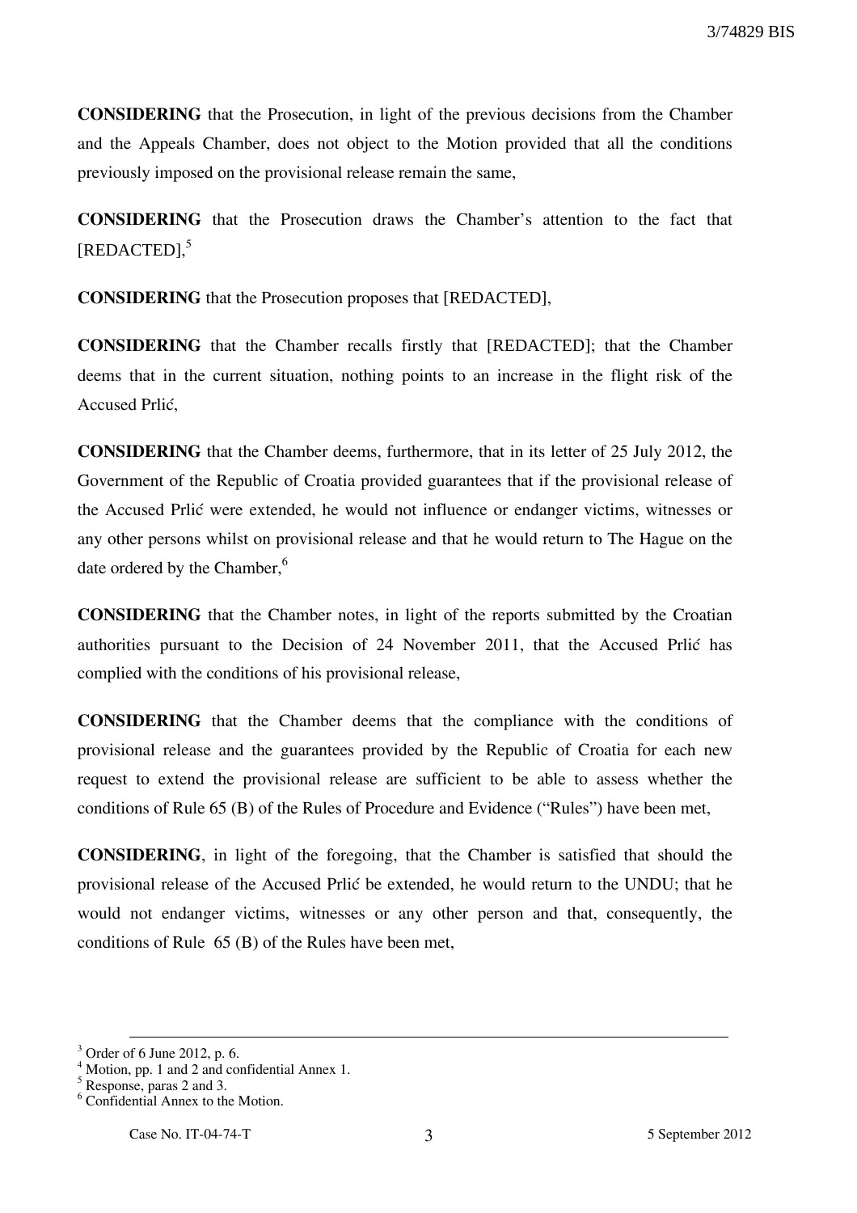**CONSIDERING** that the Prosecution, in light of the previous decisions from the Chamber and the Appeals Chamber, does not object to the Motion provided that all the conditions previously imposed on the provisional release remain the same,

**CONSIDERING** that the Prosecution draws the Chamber's attention to the fact that [REDACTED],[5]

**CONSIDERING** that the Prosecution proposes that [REDACTED],

**CONSIDERING** that the Chamber recalls firstly that [REDACTED]; that the Chamber deems that in the current situation, nothing points to an increase in the flight risk of the Accused Prlić,

**CONSIDERING** that the Chamber deems, furthermore, that in its letter of 25 July 2012, the Government of the Republic of Croatia provided guarantees that if the provisional release of the Accused Prlić were extended, he would not influence or endanger victims, witnesses or any other persons whilst on provisional release and that he would return to The Hague on the date ordered by the Chamber,[6]

**CONSIDERING** that the Chamber notes, in light of the reports submitted by the Croatian authorities pursuant to the Decision of 24 November 2011, that the Accused Prlić has complied with the conditions of his provisional release,

**CONSIDERING** that the Chamber deems that the compliance with the conditions of provisional release and the guarantees provided by the Republic of Croatia for each new request to extend the provisional release are sufficient to be able to assess whether the conditions of Rule 65 (B) of the Rules of Procedure and Evidence ("Rules") have been met,

**CONSIDERING**, in light of the foregoing, that the Chamber is satisfied that should the provisional release of the Accused Prlić be extended, he would return to the UNDU; that he would not endanger victims, witnesses or any other person and that, consequently, the conditions of Rule 65 (B) of the Rules have been met,

---

[3] Order of 6 June 2012, p. 6.
[4] Motion, pp. 1 and 2 and confidential Annex 1.
[5] Response, paras 2 and 3.
[6] Confidential Annex to the Motion.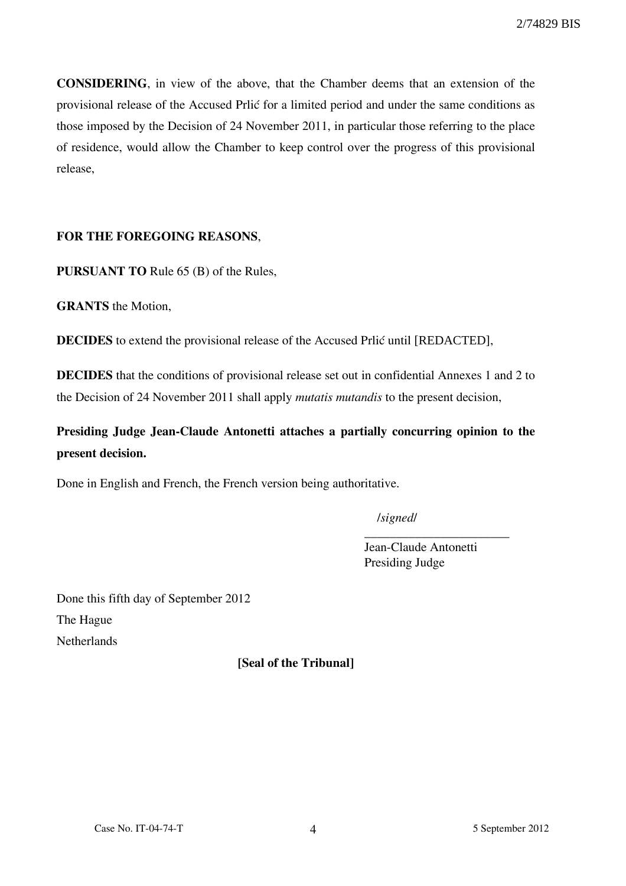**CONSIDERING**, in view of the above, that the Chamber deems that an extension of the provisional release of the Accused Prlić for a limited period and under the same conditions as those imposed by the Decision of 24 November 2011, in particular those referring to the place of residence, would allow the Chamber to keep control over the progress of this provisional release,

**FOR THE FOREGOING REASONS**,

**PURSUANT TO** Rule 65 (B) of the Rules,

**GRANTS** the Motion,

**DECIDES** to extend the provisional release of the Accused Prlić until [REDACTED],

**DECIDES** that the conditions of provisional release set out in confidential Annexes 1 and 2 to the Decision of 24 November 2011 shall apply *mutatis mutandis* to the present decision,

**Presiding Judge Jean-Claude Antonetti attaches a partially concurring opinion to the present decision.**

Done in English and French, the French version being authoritative.

/*signed*/

Jean-Claude Antonetti
Presiding Judge

Done this fifth day of September 2012
The Hague
Netherlands

**[Seal of the Tribunal]**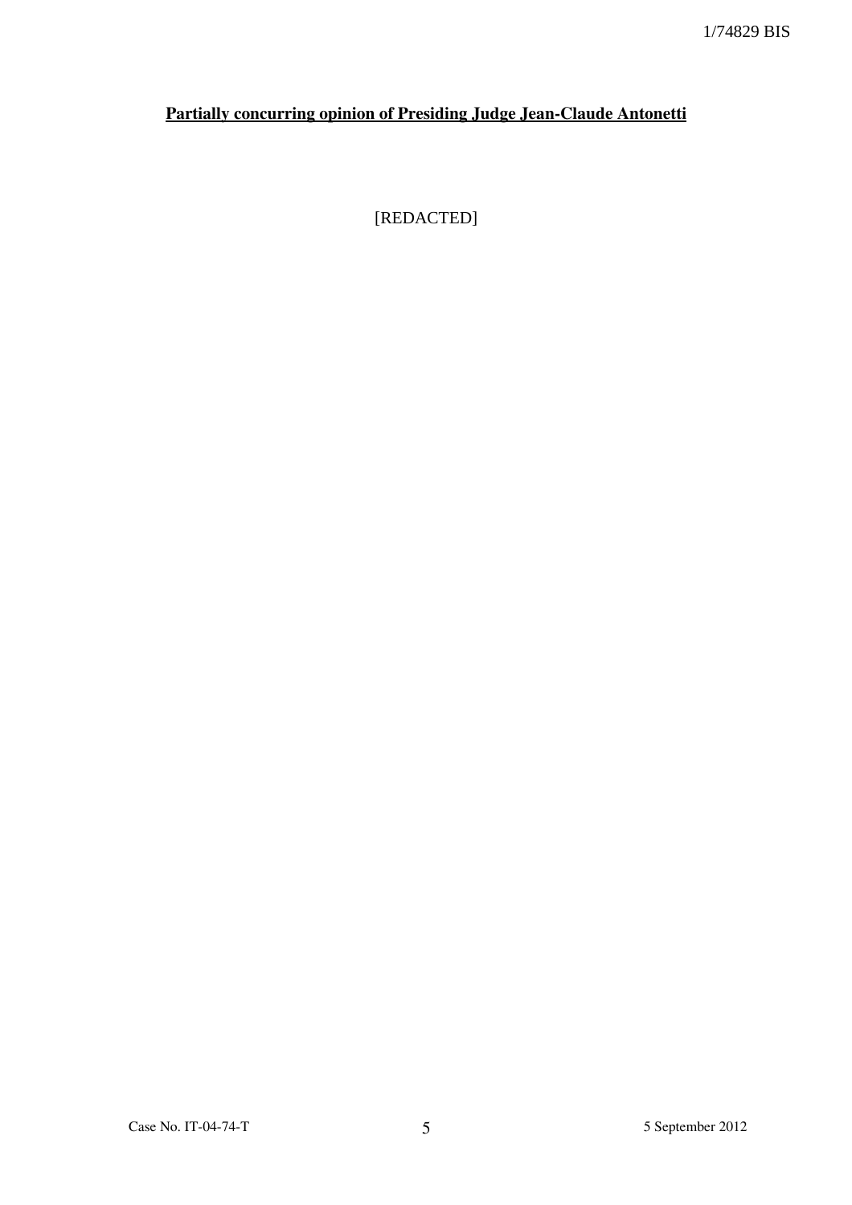**Partially concurring opinion of Presiding Judge Jean-Claude Antonetti**

[REDACTED]